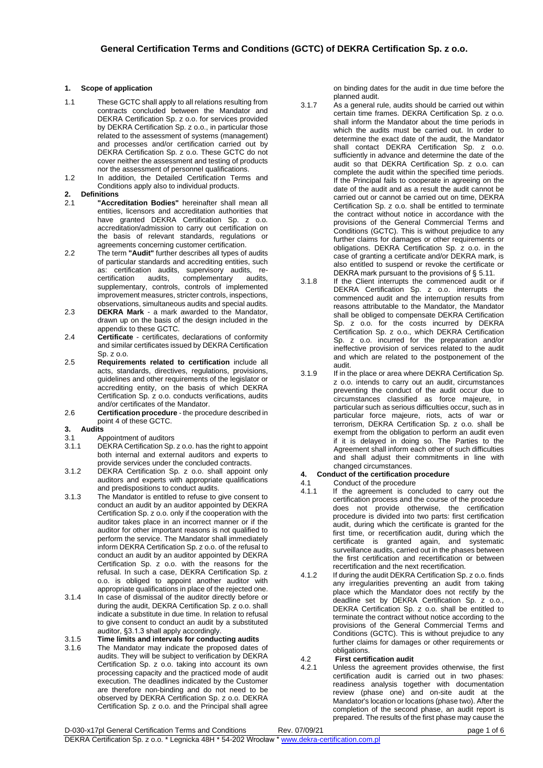# General Certification Terms and Conditions (GCTC) of DEKRA Certification Sp. z o.o.

## 1. Scope of application

1.1 These GCTC shall apply to all relations resulting from contracts concluded between the Mandator and DEKRA Certification Sp. z o.o. for services provided by DEKRA Certification Sp. z o.o., in particular those related to the assessment of systems (management) and processes and/or certification carried out by DEKRA Certification Sp. z o.o. These GCTC do not cover neither the assessment and testing of products nor the assessment of personnel qualifications.

1.2 In addition, the Detailed Certification Terms and Conditions apply also to individual products.

## 2. Definitions

2.1 **"Accreditation Bodies"** hereinafter shall mean all entities, licensors and accreditation authorities that have granted DEKRA Certification Sp. z o.o. accreditation/admission to carry out certification on the basis of relevant standards, regulations or agreements concerning customer certification.

2.2 The term **"Audit"** further describes all types of audits of particular standards and accrediting entities, such as: certification audits, supervisory audits, re-certification audits, complementary audits, supplementary, controls, controls of implemented improvement measures, stricter controls, inspections, observations, simultaneous audits and special audits.

2.3 **DEKRA Mark** - a mark awarded to the Mandator, drawn up on the basis of the design included in the appendix to these GCTC.

2.4 **Certificate** - certificates, declarations of conformity and similar certificates issued by DEKRA Certification Sp. z o.o.

2.5 **Requirements related to certification** include all acts, standards, directives, regulations, provisions, guidelines and other requirements of the legislator or accrediting entity, on the basis of which DEKRA Certification Sp. z o.o. conducts verifications, audits and/or certificates of the Mandator.

2.6 **Certification procedure** - the procedure described in point 4 of these GCTC.

## 3. Audits

3.1 Appointment of auditors

3.1.1 DEKRA Certification Sp. z o.o. has the right to appoint both internal and external auditors and experts to provide services under the concluded contracts.

3.1.2 DEKRA Certification Sp. z o.o. shall appoint only auditors and experts with appropriate qualifications and predispositions to conduct audits.

3.1.3 The Mandator is entitled to refuse to give consent to conduct an audit by an auditor appointed by DEKRA Certification Sp. z o.o. only if the cooperation with the auditor takes place in an incorrect manner or if the auditor for other important reasons is not qualified to perform the service. The Mandator shall immediately inform DEKRA Certification Sp. z o.o. of the refusal to conduct an audit by an auditor appointed by DEKRA Certification Sp. z o.o. with the reasons for the refusal. In such a case, DEKRA Certification Sp. z o.o. is obliged to appoint another auditor with appropriate qualifications in place of the rejected one.

3.1.4 In case of dismissal of the auditor directly before or during the audit, DEKRA Certification Sp. z o.o. shall indicate a substitute in due time. In relation to refusal to give consent to conduct an audit by a substituted auditor, §3.1.3 shall apply accordingly.

3.1.5 **Time limits and intervals for conducting audits**

3.1.6 The Mandator may indicate the proposed dates of audits. They will be subject to verification by DEKRA Certification Sp. z o.o. taking into account its own processing capacity and the practiced mode of audit execution. The deadlines indicated by the Customer are therefore non-binding and do not need to be observed by DEKRA Certification Sp. z o.o. DEKRA Certification Sp. z o.o. and the Principal shall agree on binding dates for the audit in due time before the planned audit.

3.1.7 As a general rule, audits should be carried out within certain time frames. DEKRA Certification Sp. z o.o. shall inform the Mandator about the time periods in which the audits must be carried out. In order to determine the exact date of the audit, the Mandator shall contact DEKRA Certification Sp. z o.o. sufficiently in advance and determine the date of the audit so that DEKRA Certification Sp. z o.o. can complete the audit within the specified time periods. If the Principal fails to cooperate in agreeing on the date of the audit and as a result the audit cannot be carried out or cannot be carried out on time, DEKRA Certification Sp. z o.o. shall be entitled to terminate the contract without notice in accordance with the provisions of the General Commercial Terms and Conditions (GCTC). This is without prejudice to any further claims for damages or other requirements or obligations. DEKRA Certification Sp. z o.o. in the case of granting a certificate and/or DEKRA mark, is also entitled to suspend or revoke the certificate or DEKRA mark pursuant to the provisions of § 5.11.

3.1.8 If the Client interrupts the commenced audit or if DEKRA Certification Sp. z o.o. interrupts the commenced audit and the interruption results from reasons attributable to the Mandator, the Mandator shall be obliged to compensate DEKRA Certification Sp. z o.o. for the costs incurred by DEKRA Certification Sp. z o.o., which DEKRA Certification Sp. z o.o. incurred for the preparation and/or ineffective provision of services related to the audit and which are related to the postponement of the audit.

3.1.9 If in the place or area where DEKRA Certification Sp. z o.o. intends to carry out an audit, circumstances preventing the conduct of the audit occur due to circumstances classified as force majeure, in particular such as serious difficulties occur, such as in particular force majeure, riots, acts of war or terrorism, DEKRA Certification Sp. z o.o. shall be exempt from the obligation to perform an audit even if it is delayed in doing so. The Parties to the Agreement shall inform each other of such difficulties and shall adjust their commitments in line with changed circumstances.

## 4. Conduct of the certification procedure

4.1 Conduct of the procedure

4.1.1 If the agreement is concluded to carry out the certification process and the course of the procedure does not provide otherwise, the certification procedure is divided into two parts: first certification audit, during which the certificate is granted for the first time, or recertification audit, during which the certificate is granted again, and systematic surveillance audits, carried out in the phases between the first certification and recertification or between recertification and the next recertification.

4.1.2 If during the audit DEKRA Certification Sp. z o.o. finds any irregularities preventing an audit from taking place which the Mandator does not rectify by the deadline set by DEKRA Certification Sp. z o.o., DEKRA Certification Sp. z o.o. shall be entitled to terminate the contract without notice according to the provisions of the General Commercial Terms and Conditions (GCTC). This is without prejudice to any further claims for damages or other requirements or obligations.

4.2 **First certification audit**

4.2.1 Unless the agreement provides otherwise, the first certification audit is carried out in two phases: readiness analysis together with documentation review (phase one) and on-site audit at the Mandator's location or locations (phase two). After the completion of the second phase, an audit report is prepared. The results of the first phase may cause the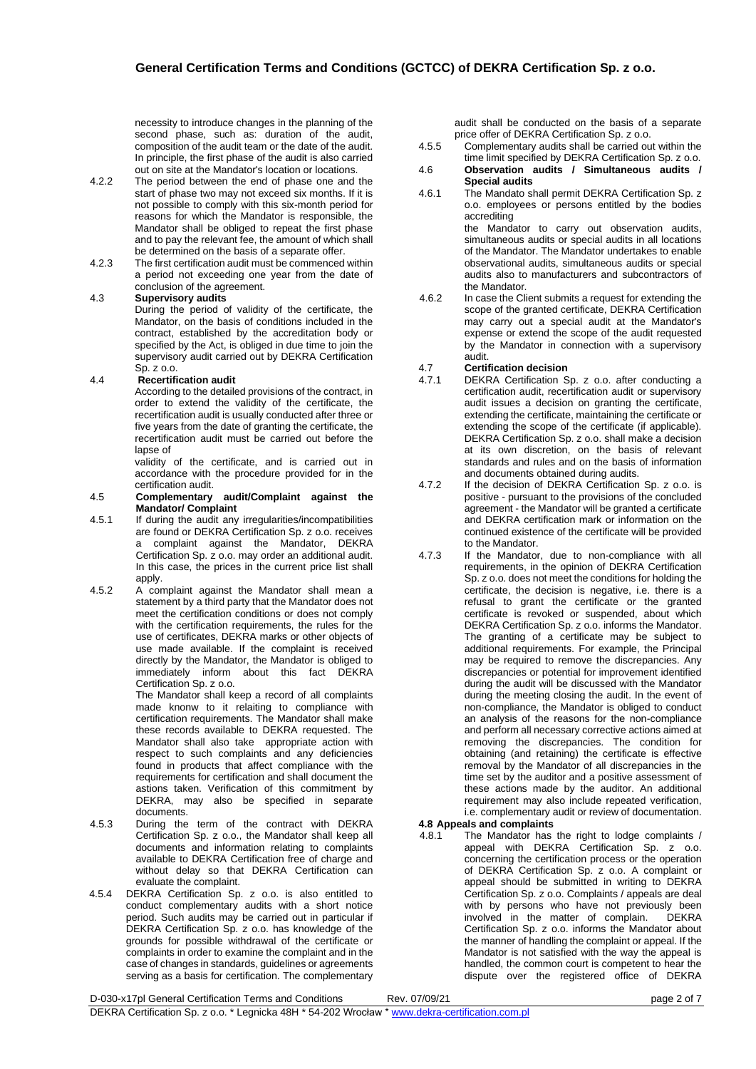necessity to introduce changes in the planning of the second phase, such as: duration of the audit, composition of the audit team or the date of the audit. In principle, the first phase of the audit is also carried out on site at the Mandator's location or locations.

4.2.2 The period between the end of phase one and the start of phase two may not exceed six months. If it is not possible to comply with this six-month period for reasons for which the Mandator is responsible, the Mandator shall be obliged to repeat the first phase and to pay the relevant fee, the amount of which shall be determined on the basis of a separate offer.

4.2.3 The first certification audit must be commenced within a period not exceeding one year from the date of conclusion of the agreement.

**4.3 Supervisory audits**

During the period of validity of the certificate, the Mandator, on the basis of conditions included in the contract, established by the accreditation body or specified by the Act, is obliged in due time to join the supervisory audit carried out by DEKRA Certification Sp. z o.o.

**4.4 Recertification audit**

According to the detailed provisions of the contract, in order to extend the validity of the certificate, the recertification audit is usually conducted after three or five years from the date of granting the certificate, the recertification audit must be carried out before the lapse of

validity of the certificate, and is carried out in accordance with the procedure provided for in the certification audit.

**4.5 Complementary audit/Complaint against the Mandator/ Complaint**

4.5.1 If during the audit any irregularities/incompatibilities are found or DEKRA Certification Sp. z o.o. receives a complaint against the Mandator, DEKRA Certification Sp. z o.o. may order an additional audit. In this case, the prices in the current price list shall apply.

4.5.2 A complaint against the Mandator shall mean a statement by a third party that the Mandator does not meet the certification conditions or does not comply with the certification requirements, the rules for the use of certificates, DEKRA marks or other objects of use made available. If the complaint is received directly by the Mandator, the Mandator is obliged to immediately inform about this fact DEKRA Certification Sp. z o.o.

The Mandator shall keep a record of all complaints made knonw to it relaiting to compliance with certification requirements. The Mandator shall make these records available to DEKRA requested. The Mandator shall also take appropriate action with respect to such complaints and any deficiencies found in products that affect compliance with the requirements for certification and shall document the astions taken. Verification of this commitment by DEKRA, may also be specified in separate documents.

4.5.3 During the term of the contract with DEKRA Certification Sp. z o.o., the Mandator shall keep all documents and information relating to complaints available to DEKRA Certification free of charge and without delay so that DEKRA Certification can evaluate the complaint.

4.5.4 DEKRA Certification Sp. z o.o. is also entitled to conduct complementary audits with a short notice period. Such audits may be carried out in particular if DEKRA Certification Sp. z o.o. has knowledge of the grounds for possible withdrawal of the certificate or complaints in order to examine the complaint and in the case of changes in standards, guidelines or agreements serving as a basis for certification. The complementary audit shall be conducted on the basis of a separate price offer of DEKRA Certification Sp. z o.o.

4.5.5 Complementary audits shall be carried out within the time limit specified by DEKRA Certification Sp. z o.o.

**4.6 Observation audits / Simultaneous audits / Special audits**

4.6.1 The Mandato shall permit DEKRA Certification Sp. z o.o. employees or persons entitled by the bodies accrediting

the Mandator to carry out observation audits, simultaneous audits or special audits in all locations of the Mandator. The Mandator undertakes to enable observational audits, simultaneous audits or special audits also to manufacturers and subcontractors of the Mandator.

4.6.2 In case the Client submits a request for extending the scope of the granted certificate, DEKRA Certification may carry out a special audit at the Mandator's expense or extend the scope of the audit requested by the Mandator in connection with a supervisory audit.

**4.7 Certification decision**

4.7.1 DEKRA Certification Sp. z o.o. after conducting a certification audit, recertification audit or supervisory audit issues a decision on granting the certificate, extending the certificate, maintaining the certificate or extending the scope of the certificate (if applicable). DEKRA Certification Sp. z o.o. shall make a decision at its own discretion, on the basis of relevant standards and rules and on the basis of information and documents obtained during audits.

4.7.2 If the decision of DEKRA Certification Sp. z o.o. is positive - pursuant to the provisions of the concluded agreement - the Mandator will be granted a certificate and DEKRA certification mark or information on the continued existence of the certificate will be provided to the Mandator.

4.7.3 If the Mandator, due to non-compliance with all requirements, in the opinion of DEKRA Certification Sp. z o.o. does not meet the conditions for holding the certificate, the decision is negative, i.e. there is a refusal to grant the certificate or the granted certificate is revoked or suspended, about which DEKRA Certification Sp. z o.o. informs the Mandator. The granting of a certificate may be subject to additional requirements. For example, the Principal may be required to remove the discrepancies. Any discrepancies or potential for improvement identified during the audit will be discussed with the Mandator during the meeting closing the audit. In the event of non-compliance, the Mandator is obliged to conduct an analysis of the reasons for the non-compliance and perform all necessary corrective actions aimed at removing the discrepancies. The condition for obtaining (and retaining) the certificate is effective removal by the Mandator of all discrepancies in the time set by the auditor and a positive assessment of these actions made by the auditor. An additional requirement may also include repeated verification, i.e. complementary audit or review of documentation.

**4.8 Appeals and complaints**

4.8.1 The Mandator has the right to lodge complaints / appeal with DEKRA Certification Sp. z o.o. concerning the certification process or the operation of DEKRA Certification Sp. z o.o. A complaint or appeal should be submitted in writing to DEKRA Certification Sp. z o.o. Complaints / appeals are deal with by persons who have not previously been involved in the matter of complain. DEKRA Certification Sp. z o.o. informs the Mandator about the manner of handling the complaint or appeal. If the Mandator is not satisfied with the way the appeal is handled, the common court is competent to hear the dispute over the registered office of DEKRA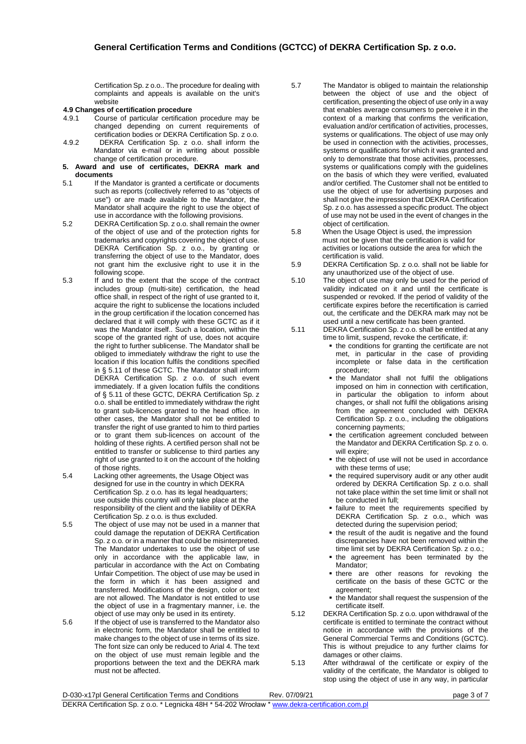Certification Sp. z o.o.. The procedure for dealing with complaints and appeals is available on the unit's website

**4.9 Changes of certification procedure**

4.9.1 Course of particular certification procedure may be changed depending on current requirements of certification bodies or DEKRA Certification Sp. z o.o.

4.9.2 DEKRA Certification Sp. z o.o. shall inform the Mandator via e-mail or in writing about possible change of certification procedure.

## 5. Award and use of certificates, DEKRA mark and documents

5.1 If the Mandator is granted a certificate or documents such as reports (collectively referred to as "objects of use") or are made available to the Mandator, the Mandator shall acquire the right to use the object of use in accordance with the following provisions.

5.2 DEKRA Certification Sp. z o.o. shall remain the owner of the object of use and of the protection rights for trademarks and copyrights covering the object of use. DEKRA Certification Sp. z o.o., by granting or transferring the object of use to the Mandator, does not grant him the exclusive right to use it in the following scope.

5.3 If and to the extent that the scope of the contract includes group (multi-site) certification, the head office shall, in respect of the right of use granted to it, acquire the right to sublicense the locations included in the group certification if the location concerned has declared that it will comply with these GCTC as if it was the Mandator itself.. Such a location, within the scope of the granted right of use, does not acquire the right to further sublicense. The Mandator shall be obliged to immediately withdraw the right to use the location if this location fulfils the conditions specified in § 5.11 of these GCTC. The Mandator shall inform DEKRA Certification Sp. z o.o. of such event immediately. If a given location fulfils the conditions of § 5.11 of these GCTC, DEKRA Certification Sp. z o.o. shall be entitled to immediately withdraw the right to grant sub-licences granted to the head office. In other cases, the Mandator shall not be entitled to transfer the right of use granted to him to third parties or to grant them sub-licences on account of the holding of these rights. A certified person shall not be entitled to transfer or sublicense to third parties any right of use granted to it on the account of the holding of those rights.

5.4 Lacking other agreements, the Usage Object was designed for use in the country in which DEKRA Certification Sp. z o.o. has its legal headquarters; use outside this country will only take place at the responsibility of the client and the liability of DEKRA Certification Sp. z o.o. is thus excluded.

5.5 The object of use may not be used in a manner that could damage the reputation of DEKRA Certification Sp. z o.o. or in a manner that could be misinterpreted. The Mandator undertakes to use the object of use only in accordance with the applicable law, in particular in accordance with the Act on Combating Unfair Competition. The object of use may be used in the form in which it has been assigned and transferred. Modifications of the design, color or text are not allowed. The Mandator is not entitled to use the object of use in a fragmentary manner, i.e. the object of use may only be used in its entirety.

5.6 If the object of use is transferred to the Mandator also in electronic form, the Mandator shall be entitled to make changes to the object of use in terms of its size. The font size can only be reduced to Arial 4. The text on the object of use must remain legible and the proportions between the text and the DEKRA mark must not be affected.

5.7 The Mandator is obliged to maintain the relationship between the object of use and the object of certification, presenting the object of use only in a way that enables average consumers to perceive it in the context of a marking that confirms the verification, evaluation and/or certification of activities, processes, systems or qualifications. The object of use may only be used in connection with the activities, processes, systems or qualifications for which it was granted and only to demonstrate that those activities, processes, systems or qualifications comply with the guidelines on the basis of which they were verified, evaluated and/or certified. The Customer shall not be entitled to use the object of use for advertising purposes and shall not give the impression that DEKRA Certification Sp. z o.o. has assessed a specific product. The object of use may not be used in the event of changes in the object of certification.

5.8 When the Usage Object is used, the impression must not be given that the certification is valid for activities or locations outside the area for which the certification is valid.

5.9 DEKRA Certification Sp. z o.o. shall not be liable for any unauthorized use of the object of use.

5.10 The object of use may only be used for the period of validity indicated on it and until the certificate is suspended or revoked. If the period of validity of the certificate expires before the recertification is carried out, the certificate and the DEKRA mark may not be used until a new certificate has been granted.

5.11 DEKRA Certification Sp. z o.o. shall be entitled at any time to limit, suspend, revoke the certificate, if:

- the conditions for granting the certificate are not met, in particular in the case of providing incomplete or false data in the certification procedure;
- the Mandator shall not fulfil the obligations imposed on him in connection with certification, in particular the obligation to inform about changes, or shall not fulfil the obligations arising from the agreement concluded with DEKRA Certification Sp. z o.o., including the obligations concerning payments;
- the certification agreement concluded between the Mandator and DEKRA Certification Sp. z o. o. will expire;
- the object of use will not be used in accordance with these terms of use;
- the required supervisory audit or any other audit ordered by DEKRA Certification Sp. z o.o. shall not take place within the set time limit or shall not be conducted in full;
- failure to meet the requirements specified by DEKRA Certification Sp. z o.o., which was detected during the supervision period;
- the result of the audit is negative and the found discrepancies have not been removed within the time limit set by DEKRA Certification Sp. z o.o.;
- the agreement has been terminated by the Mandator;
- there are other reasons for revoking the certificate on the basis of these GCTC or the agreement;
- the Mandator shall request the suspension of the certificate itself.

5.12 DEKRA Certification Sp. z o.o. upon withdrawal of the certificate is entitled to terminate the contract without notice in accordance with the provisions of the General Commercial Terms and Conditions (GCTC). This is without prejudice to any further claims for damages or other claims.

5.13 After withdrawal of the certificate or expiry of the validity of the certificate, the Mandator is obliged to stop using the object of use in any way, in particular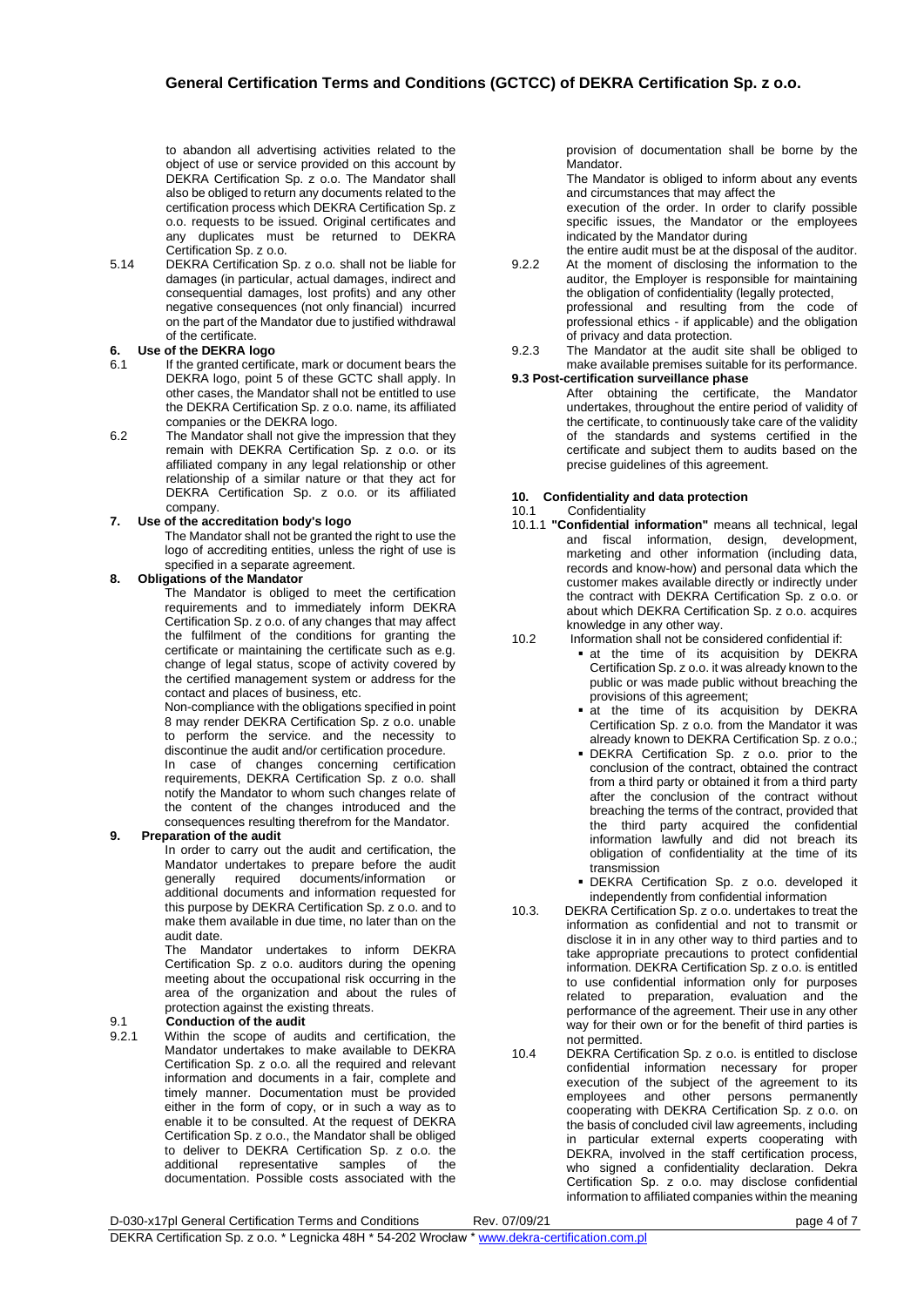to abandon all advertising activities related to the object of use or service provided on this account by DEKRA Certification Sp. z o.o. The Mandator shall also be obliged to return any documents related to the certification process which DEKRA Certification Sp. z o.o. requests to be issued. Original certificates and any duplicates must be returned to DEKRA Certification Sp. z o.o.

5.14 DEKRA Certification Sp. z o.o. shall not be liable for damages (in particular, actual damages, indirect and consequential damages, lost profits) and any other negative consequences (not only financial) incurred on the part of the Mandator due to justified withdrawal of the certificate.

## 6. Use of the DEKRA logo

6.1 If the granted certificate, mark or document bears the DEKRA logo, point 5 of these GCTC shall apply. In other cases, the Mandator shall not be entitled to use the DEKRA Certification Sp. z o.o. name, its affiliated companies or the DEKRA logo.

6.2 The Mandator shall not give the impression that they remain with DEKRA Certification Sp. z o.o. or its affiliated company in any legal relationship or other relationship of a similar nature or that they act for DEKRA Certification Sp. z o.o. or its affiliated company.

## 7. Use of the accreditation body's logo

The Mandator shall not be granted the right to use the logo of accrediting entities, unless the right of use is specified in a separate agreement.

## 8. Obligations of the Mandator

The Mandator is obliged to meet the certification requirements and to immediately inform DEKRA Certification Sp. z o.o. of any changes that may affect the fulfilment of the conditions for granting the certificate or maintaining the certificate such as e.g. change of legal status, scope of activity covered by the certified management system or address for the contact and places of business, etc.

Non-compliance with the obligations specified in point 8 may render DEKRA Certification Sp. z o.o. unable to perform the service. and the necessity to discontinue the audit and/or certification procedure.

In case of changes concerning certification requirements, DEKRA Certification Sp. z o.o. shall notify the Mandator to whom such changes relate of the content of the changes introduced and the consequences resulting therefrom for the Mandator.

## 9. Preparation of the audit

In order to carry out the audit and certification, the Mandator undertakes to prepare before the audit generally required documents/information or additional documents and information requested for this purpose by DEKRA Certification Sp. z o.o. and to make them available in due time, no later than on the audit date.

The Mandator undertakes to inform DEKRA Certification Sp. z o.o. auditors during the opening meeting about the occupational risk occurring in the area of the organization and about the rules of protection against the existing threats.

### 9.1 Conduction of the audit

9.2.1 Within the scope of audits and certification, the Mandator undertakes to make available to DEKRA Certification Sp. z o.o. all the required and relevant information and documents in a fair, complete and timely manner. Documentation must be provided either in the form of copy, or in such a way as to enable it to be consulted. At the request of DEKRA Certification Sp. z o.o., the Mandator shall be obliged to deliver to DEKRA Certification Sp. z o.o. the additional representative samples of the documentation. Possible costs associated with the provision of documentation shall be borne by the Mandator.

The Mandator is obliged to inform about any events and circumstances that may affect the execution of the order. In order to clarify possible specific issues, the Mandator or the employees indicated by the Mandator during the entire audit must be at the disposal of the auditor.

9.2.2 At the moment of disclosing the information to the auditor, the Employer is responsible for maintaining the obligation of confidentiality (legally protected, professional and resulting from the code of professional ethics - if applicable) and the obligation of privacy and data protection.

9.2.3 The Mandator at the audit site shall be obliged to make available premises suitable for its performance.

### 9.3 Post-certification surveillance phase

After obtaining the certificate, the Mandator undertakes, throughout the entire period of validity of the certificate, to continuously take care of the validity of the standards and systems certified in the certificate and subject them to audits based on the precise guidelines of this agreement.

## 10. Confidentiality and data protection

10.1 Confidentiality

10.1.1 **"Confidential information"** means all technical, legal and fiscal information, design, development, marketing and other information (including data, records and know-how) and personal data which the customer makes available directly or indirectly under the contract with DEKRA Certification Sp. z o.o. or about which DEKRA Certification Sp. z o.o. acquires knowledge in any other way.

10.2 Information shall not be considered confidential if:

- at the time of its acquisition by DEKRA Certification Sp. z o.o. it was already known to the public or was made public without breaching the provisions of this agreement;
- at the time of its acquisition by DEKRA Certification Sp. z o.o. from the Mandator it was already known to DEKRA Certification Sp. z o.o.;
- DEKRA Certification Sp. z o.o. prior to the conclusion of the contract, obtained the contract from a third party or obtained it from a third party after the conclusion of the contract without breaching the terms of the contract, provided that the third party acquired the confidential information lawfully and did not breach its obligation of confidentiality at the time of its transmission
- DEKRA Certification Sp. z o.o. developed it independently from confidential information

10.3. DEKRA Certification Sp. z o.o. undertakes to treat the information as confidential and not to transmit or disclose it in in any other way to third parties and to take appropriate precautions to protect confidential information. DEKRA Certification Sp. z o.o. is entitled to use confidential information only for purposes related to preparation, evaluation and the performance of the agreement. Their use in any other way for their own or for the benefit of third parties is not permitted.

10.4 DEKRA Certification Sp. z o.o. is entitled to disclose confidential information necessary for proper execution of the subject of the agreement to its employees and other persons permanently cooperating with DEKRA Certification Sp. z o.o. on the basis of concluded civil law agreements, including in particular external experts cooperating with DEKRA, involved in the staff certification process, who signed a confidentiality declaration. Dekra Certification Sp. z o.o. may disclose confidential information to affiliated companies within the meaning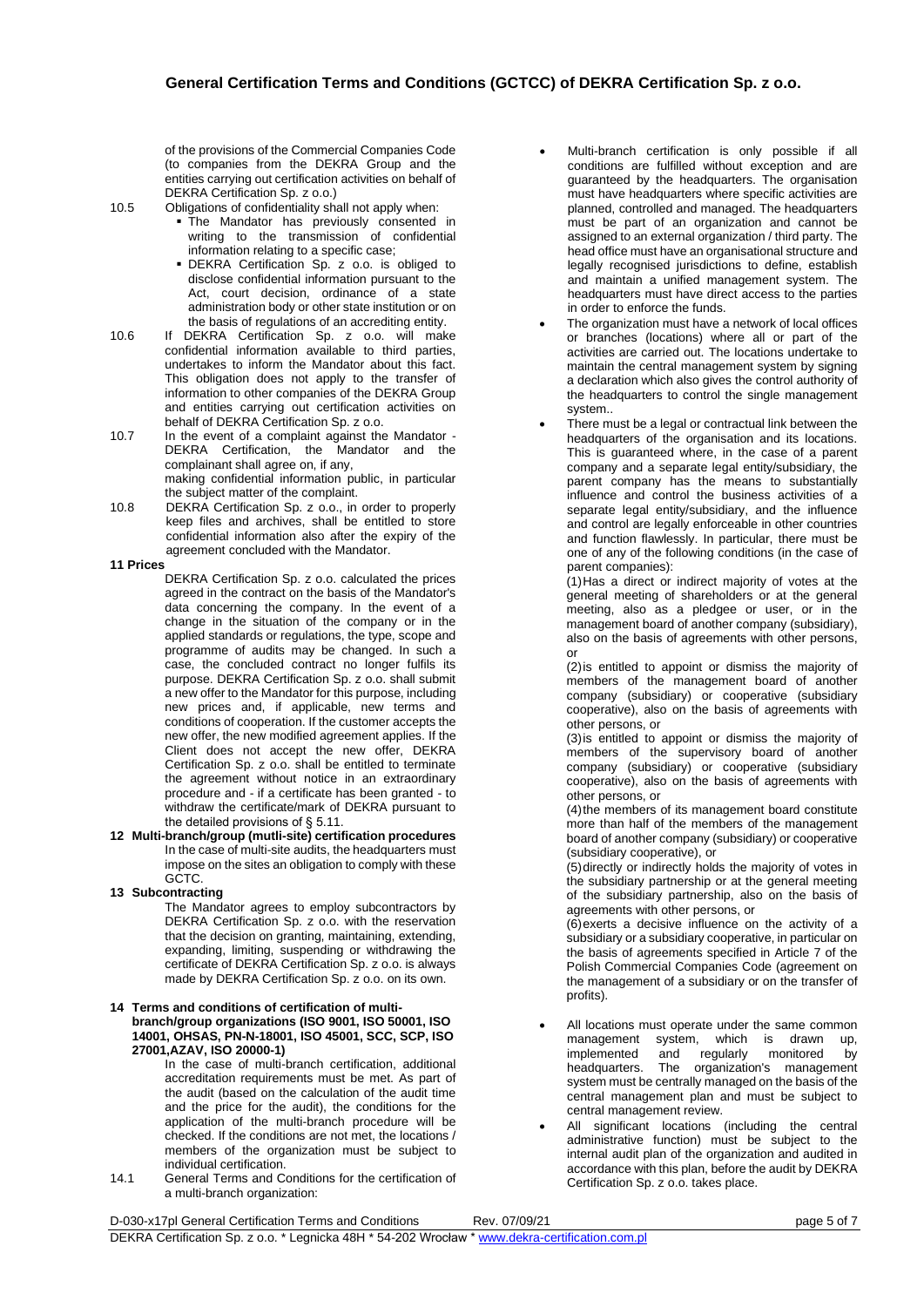of the provisions of the Commercial Companies Code (to companies from the DEKRA Group and the entities carrying out certification activities on behalf of DEKRA Certification Sp. z o.o.)

10.5 Obligations of confidentiality shall not apply when:
- The Mandator has previously consented in writing to the transmission of confidential information relating to a specific case;
- DEKRA Certification Sp. z o.o. is obliged to disclose confidential information pursuant to the Act, court decision, ordinance of a state administration body or other state institution or on the basis of regulations of an accrediting entity.

10.6 If DEKRA Certification Sp. z o.o. will make confidential information available to third parties, undertakes to inform the Mandator about this fact. This obligation does not apply to the transfer of information to other companies of the DEKRA Group and entities carrying out certification activities on behalf of DEKRA Certification Sp. z o.o.

10.7 In the event of a complaint against the Mandator - DEKRA Certification, the Mandator and the complainant shall agree on, if any, making confidential information public, in particular the subject matter of the complaint.

10.8 DEKRA Certification Sp. z o.o., in order to properly keep files and archives, shall be entitled to store confidential information also after the expiry of the agreement concluded with the Mandator.

**11 Prices**

DEKRA Certification Sp. z o.o. calculated the prices agreed in the contract on the basis of the Mandator's data concerning the company. In the event of a change in the situation of the company or in the applied standards or regulations, the type, scope and programme of audits may be changed. In such a case, the concluded contract no longer fulfils its purpose. DEKRA Certification Sp. z o.o. shall submit a new offer to the Mandator for this purpose, including new prices and, if applicable, new terms and conditions of cooperation. If the customer accepts the new offer, the new modified agreement applies. If the Client does not accept the new offer, DEKRA Certification Sp. z o.o. shall be entitled to terminate the agreement without notice in an extraordinary procedure and - if a certificate has been granted - to withdraw the certificate/mark of DEKRA pursuant to the detailed provisions of § 5.11.

**12 Multi-branch/group (mutli-site) certification procedures**

In the case of multi-site audits, the headquarters must impose on the sites an obligation to comply with these GCTC.

**13 Subcontracting**

The Mandator agrees to employ subcontractors by DEKRA Certification Sp. z o.o. with the reservation that the decision on granting, maintaining, extending, expanding, limiting, suspending or withdrawing the certificate of DEKRA Certification Sp. z o.o. is always made by DEKRA Certification Sp. z o.o. on its own.

**14 Terms and conditions of certification of multi-branch/group organizations (ISO 9001, ISO 50001, ISO 14001, OHSAS, PN-N-18001, ISO 45001, SCC, SCP, ISO 27001,AZAV, ISO 20000-1)**

In the case of multi-branch certification, additional accreditation requirements must be met. As part of the audit (based on the calculation of the audit time and the price for the audit), the conditions for the application of the multi-branch procedure will be checked. If the conditions are not met, the locations / members of the organization must be subject to individual certification.

14.1 General Terms and Conditions for the certification of a multi-branch organization:

- Multi-branch certification is only possible if all conditions are fulfilled without exception and are guaranteed by the headquarters. The organisation must have headquarters where specific activities are planned, controlled and managed. The headquarters must be part of an organization and cannot be assigned to an external organization / third party. The head office must have an organisational structure and legally recognised jurisdictions to define, establish and maintain a unified management system. The headquarters must have direct access to the parties in order to enforce the funds.
- The organization must have a network of local offices or branches (locations) where all or part of the activities are carried out. The locations undertake to maintain the central management system by signing a declaration which also gives the control authority of the headquarters to control the single management system..
- There must be a legal or contractual link between the headquarters of the organisation and its locations. This is guaranteed where, in the case of a parent company and a separate legal entity/subsidiary, the parent company has the means to substantially influence and control the business activities of a separate legal entity/subsidiary, and the influence and control are legally enforceable in other countries and function flawlessly. In particular, there must be one of any of the following conditions (in the case of parent companies):

  (1) Has a direct or indirect majority of votes at the general meeting of shareholders or at the general meeting, also as a pledgee or user, or in the management board of another company (subsidiary), also on the basis of agreements with other persons, or

  (2) is entitled to appoint or dismiss the majority of members of the management board of another company (subsidiary) or cooperative (subsidiary cooperative), also on the basis of agreements with other persons, or

  (3) is entitled to appoint or dismiss the majority of members of the supervisory board of another company (subsidiary) or cooperative (subsidiary cooperative), also on the basis of agreements with other persons, or

  (4) the members of its management board constitute more than half of the members of the management board of another company (subsidiary) or cooperative (subsidiary cooperative), or

  (5) directly or indirectly holds the majority of votes in the subsidiary partnership or at the general meeting of the subsidiary partnership, also on the basis of agreements with other persons, or

  (6) exerts a decisive influence on the activity of a subsidiary or a subsidiary cooperative, in particular on the basis of agreements specified in Article 7 of the Polish Commercial Companies Code (agreement on the management of a subsidiary or on the transfer of profits).

- All locations must operate under the same common management system, which is drawn up, implemented and regularly monitored by headquarters. The organization's management system must be centrally managed on the basis of the central management plan and must be subject to central management review.
- All significant locations (including the central administrative function) must be subject to the internal audit plan of the organization and audited in accordance with this plan, before the audit by DEKRA Certification Sp. z o.o. takes place.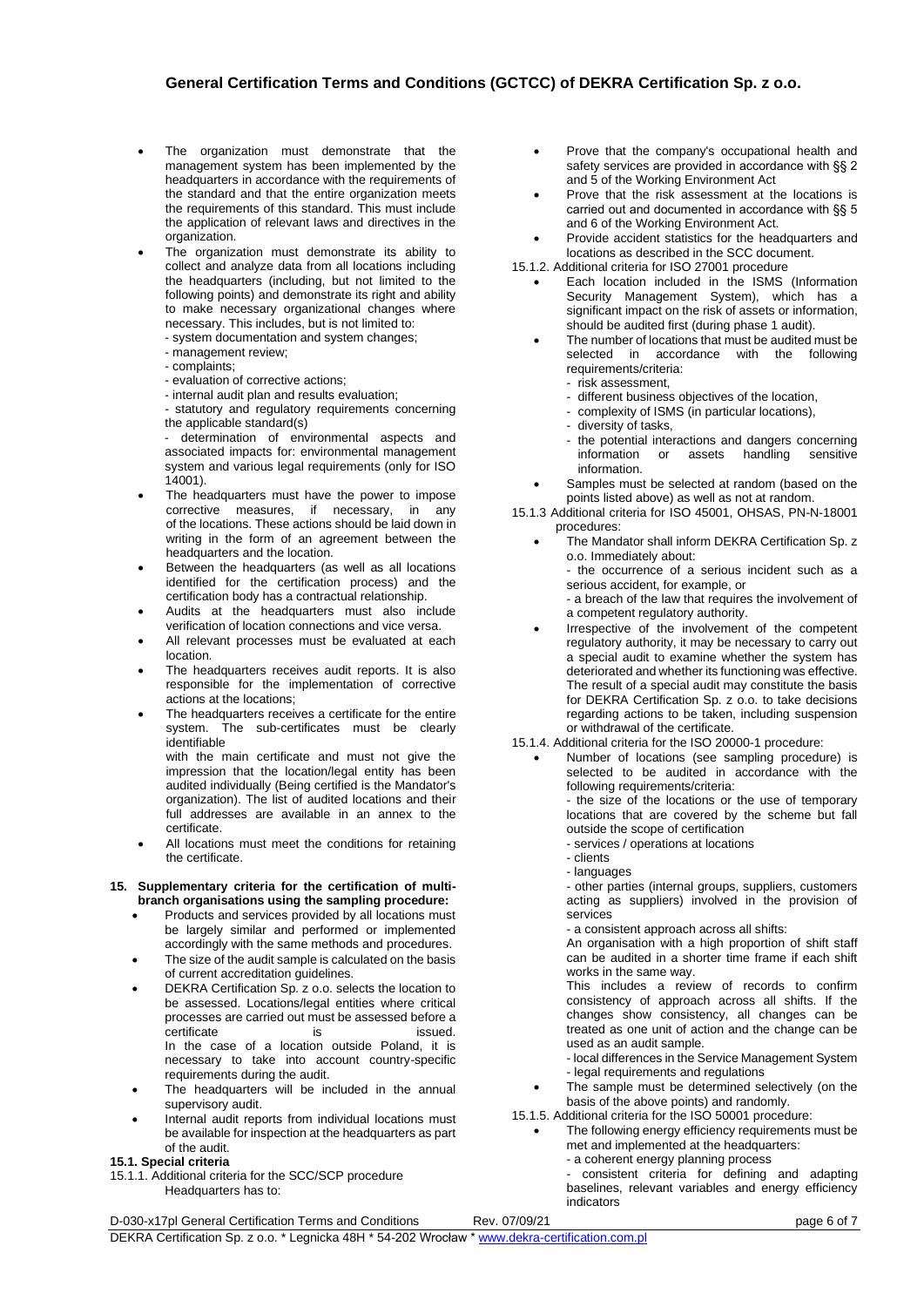- The organization must demonstrate that the management system has been implemented by the headquarters in accordance with the requirements of the standard and that the entire organization meets the requirements of this standard. This must include the application of relevant laws and directives in the organization.
- The organization must demonstrate its ability to collect and analyze data from all locations including the headquarters (including, but not limited to the following points) and demonstrate its right and ability to make necessary organizational changes where necessary. This includes, but is not limited to:
  - system documentation and system changes;
  - management review;
  - complaints;
  - evaluation of corrective actions;
  - internal audit plan and results evaluation;
  - statutory and regulatory requirements concerning the applicable standard(s)
  - determination of environmental aspects and associated impacts for: environmental management system and various legal requirements (only for ISO 14001).
- The headquarters must have the power to impose corrective measures, if necessary, in any of the locations. These actions should be laid down in writing in the form of an agreement between the headquarters and the location.
- Between the headquarters (as well as all locations identified for the certification process) and the certification body has a contractual relationship.
- Audits at the headquarters must also include verification of location connections and vice versa.
- All relevant processes must be evaluated at each location.
- The headquarters receives audit reports. It is also responsible for the implementation of corrective actions at the locations;
- The headquarters receives a certificate for the entire system. The sub-certificates must be clearly identifiable with the main certificate and must not give the impression that the location/legal entity has been audited individually (Being certified is the Mandator's organization). The list of audited locations and their full addresses are available in an annex to the certificate.
- All locations must meet the conditions for retaining the certificate.

## 15. Supplementary criteria for the certification of multi-branch organisations using the sampling procedure:

- Products and services provided by all locations must be largely similar and performed or implemented accordingly with the same methods and procedures.
- The size of the audit sample is calculated on the basis of current accreditation guidelines.
- DEKRA Certification Sp. z o.o. selects the location to be assessed. Locations/legal entities where critical processes are carried out must be assessed before a certificate is issued. In the case of a location outside Poland, it is necessary to take into account country-specific requirements during the audit.
- The headquarters will be included in the annual supervisory audit.
- Internal audit reports from individual locations must be available for inspection at the headquarters as part of the audit.

### 15.1. Special criteria

15.1.1. Additional criteria for the SCC/SCP procedure
Headquarters has to:

- Prove that the company's occupational health and safety services are provided in accordance with §§ 2 and 5 of the Working Environment Act
- Prove that the risk assessment at the locations is carried out and documented in accordance with §§ 5 and 6 of the Working Environment Act.
- Provide accident statistics for the headquarters and locations as described in the SCC document.

15.1.2. Additional criteria for ISO 27001 procedure

- Each location included in the ISMS (Information Security Management System), which has a significant impact on the risk of assets or information, should be audited first (during phase 1 audit).
- The number of locations that must be audited must be selected in accordance with the following requirements/criteria:
  - risk assessment,
  - different business objectives of the location,
  - complexity of ISMS (in particular locations),
  - diversity of tasks,
  - the potential interactions and dangers concerning information or assets handling sensitive information.
- Samples must be selected at random (based on the points listed above) as well as not at random.

15.1.3 Additional criteria for ISO 45001, OHSAS, PN-N-18001 procedures:

- The Mandator shall inform DEKRA Certification Sp. z o.o. Immediately about:
  - the occurrence of a serious incident such as a serious accident, for example, or
  - a breach of the law that requires the involvement of a competent regulatory authority.
- Irrespective of the involvement of the competent regulatory authority, it may be necessary to carry out a special audit to examine whether the system has deteriorated and whether its functioning was effective. The result of a special audit may constitute the basis for DEKRA Certification Sp. z o.o. to take decisions regarding actions to be taken, including suspension or withdrawal of the certificate.

15.1.4. Additional criteria for the ISO 20000-1 procedure:

- Number of locations (see sampling procedure) is selected to be audited in accordance with the following requirements/criteria:
  - the size of the locations or the use of temporary locations that are covered by the scheme but fall outside the scope of certification
  - services / operations at locations
  - clients
  - languages
  - other parties (internal groups, suppliers, customers acting as suppliers) involved in the provision of services
  - a consistent approach across all shifts:
    An organisation with a high proportion of shift staff can be audited in a shorter time frame if each shift works in the same way.
    This includes a review of records to confirm consistency of approach across all shifts. If the changes show consistency, all changes can be treated as one unit of action and the change can be used as an audit sample.
  - local differences in the Service Management System
  - legal requirements and regulations
- The sample must be determined selectively (on the basis of the above points) and randomly.

15.1.5. Additional criteria for the ISO 50001 procedure:

- The following energy efficiency requirements must be met and implemented at the headquarters:
  - a coherent energy planning process
  - consistent criteria for defining and adapting baselines, relevant variables and energy efficiency indicators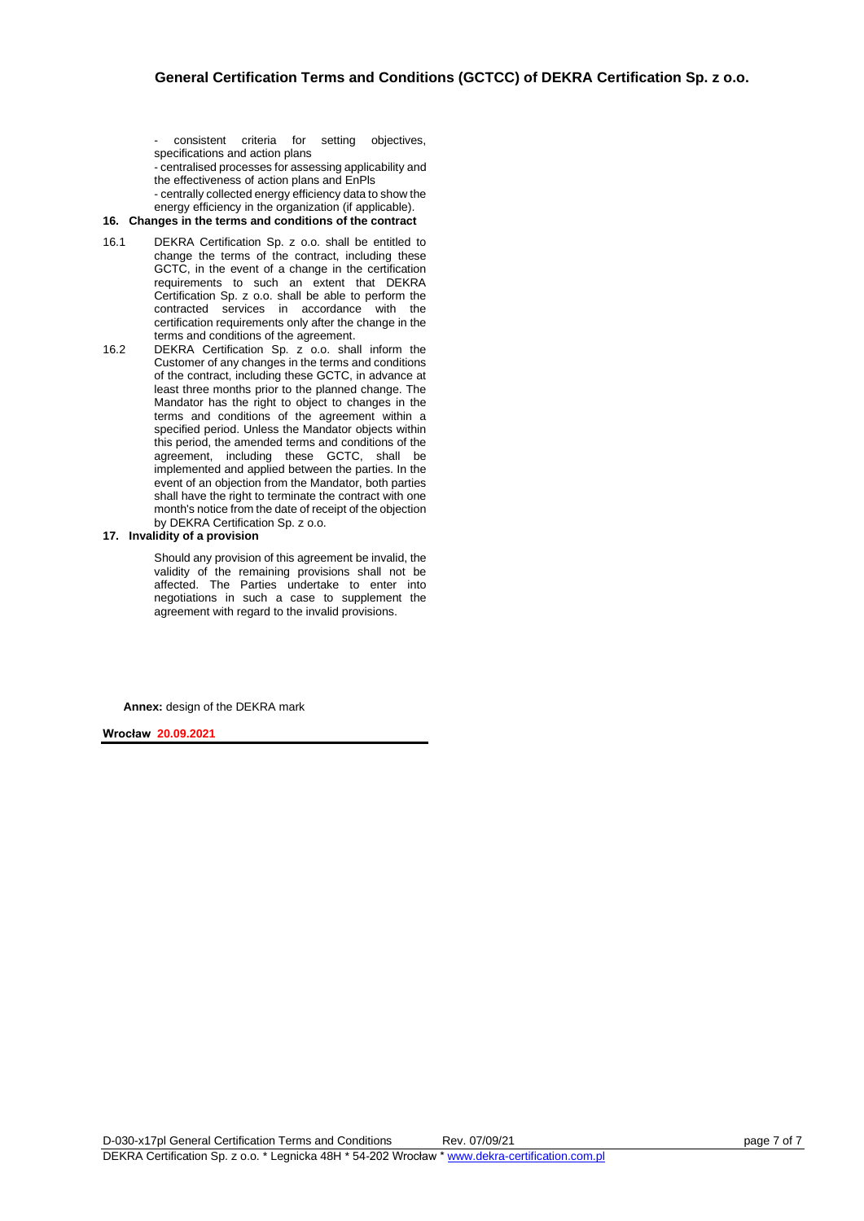- consistent criteria for setting objectives, specifications and action plans
- centralised processes for assessing applicability and the effectiveness of action plans and EnPls
- centrally collected energy efficiency data to show the energy efficiency in the organization (if applicable).

## 16. Changes in the terms and conditions of the contract

16.1 DEKRA Certification Sp. z o.o. shall be entitled to change the terms of the contract, including these GCTC, in the event of a change in the certification requirements to such an extent that DEKRA Certification Sp. z o.o. shall be able to perform the contracted services in accordance with the certification requirements only after the change in the terms and conditions of the agreement.

16.2 DEKRA Certification Sp. z o.o. shall inform the Customer of any changes in the terms and conditions of the contract, including these GCTC, in advance at least three months prior to the planned change. The Mandator has the right to object to changes in the terms and conditions of the agreement within a specified period. Unless the Mandator objects within this period, the amended terms and conditions of the agreement, including these GCTC, shall be implemented and applied between the parties. In the event of an objection from the Mandator, both parties shall have the right to terminate the contract with one month's notice from the date of receipt of the objection by DEKRA Certification Sp. z o.o.

## 17. Invalidity of a provision

Should any provision of this agreement be invalid, the validity of the remaining provisions shall not be affected. The Parties undertake to enter into negotiations in such a case to supplement the agreement with regard to the invalid provisions.

**Annex:** design of the DEKRA mark

**Wrocław 20.09.2021**